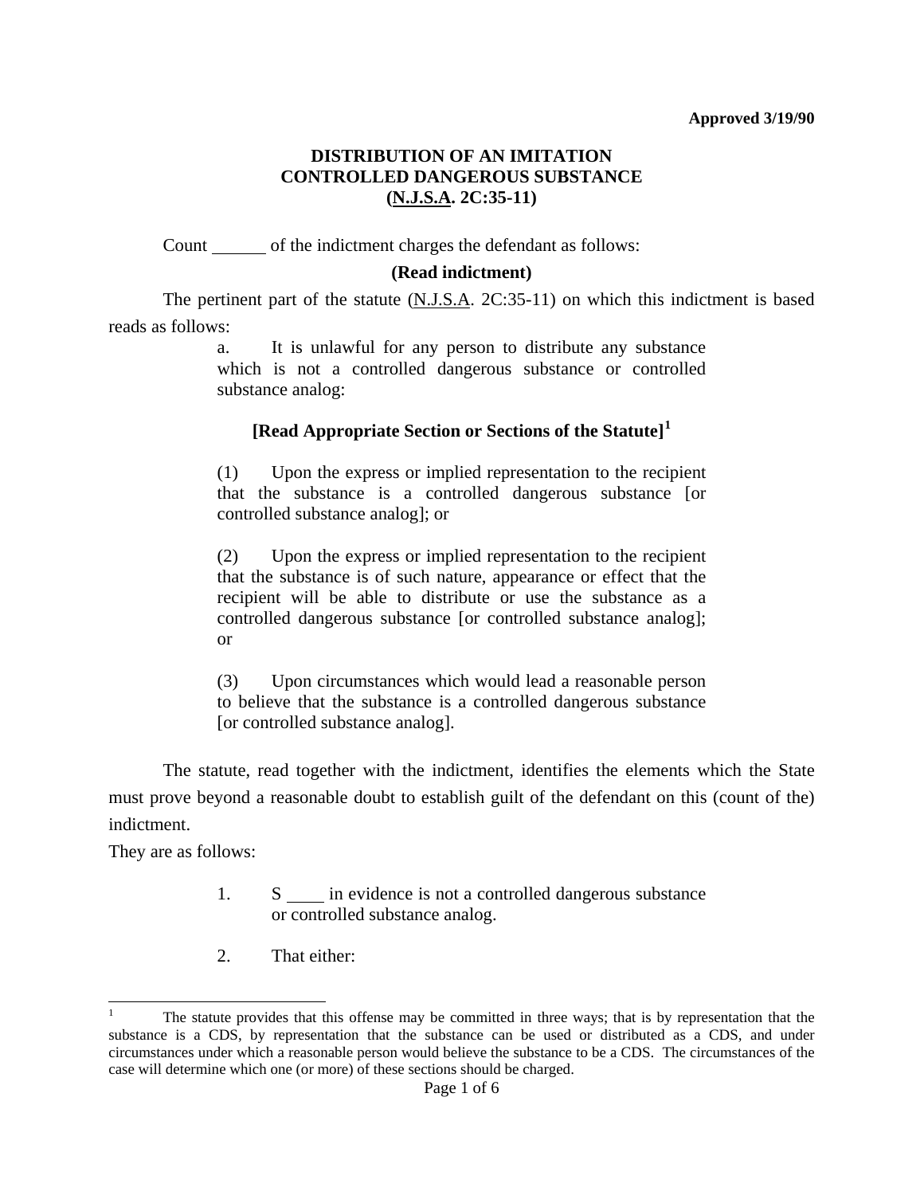**Approved 3/19/90**

# DISTRIBUTION OF AN IMITATION CONTROLLED DANGEROUS SUBSTANCE (N.J.S.A. 2C:35-11)

Count ______ of the indictment charges the defendant as follows:

**(Read indictment)**

The pertinent part of the statute (N.J.S.A. 2C:35-11) on which this indictment is based reads as follows:

> a. It is unlawful for any person to distribute any substance which is not a controlled dangerous substance or controlled substance analog:
>
> **[Read Appropriate Section or Sections of the Statute][1]**
>
> (1) Upon the express or implied representation to the recipient that the substance is a controlled dangerous substance [or controlled substance analog]; or
>
> (2) Upon the express or implied representation to the recipient that the substance is of such nature, appearance or effect that the recipient will be able to distribute or use the substance as a controlled dangerous substance [or controlled substance analog]; or
>
> (3) Upon circumstances which would lead a reasonable person to believe that the substance is a controlled dangerous substance [or controlled substance analog].

The statute, read together with the indictment, identifies the elements which the State must prove beyond a reasonable doubt to establish guilt of the defendant on this (count of the) indictment.

They are as follows:

1. S ____ in evidence is not a controlled dangerous substance or controlled substance analog.
2. That either:

---

[1] The statute provides that this offense may be committed in three ways; that is by representation that the substance is a CDS, by representation that the substance can be used or distributed as a CDS, and under circumstances under which a reasonable person would believe the substance to be a CDS. The circumstances of the case will determine which one (or more) of these sections should be charged.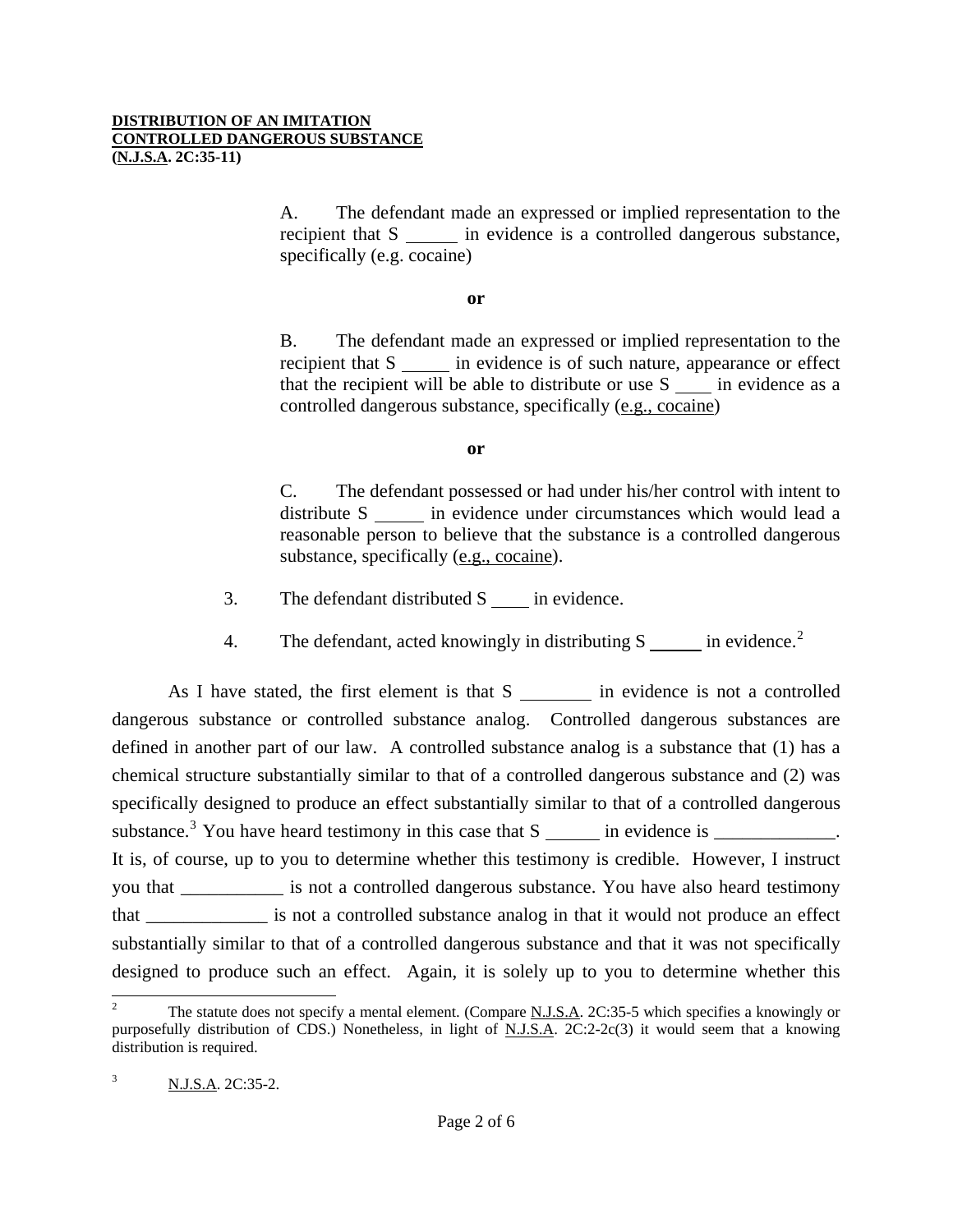**DISTRIBUTION OF AN IMITATION CONTROLLED DANGEROUS SUBSTANCE (N.J.S.A. 2C:35-11)**

A. The defendant made an expressed or implied representation to the recipient that S _____ in evidence is a controlled dangerous substance, specifically (e.g. cocaine)

**or**

B. The defendant made an expressed or implied representation to the recipient that S _____ in evidence is of such nature, appearance or effect that the recipient will be able to distribute or use S ____ in evidence as a controlled dangerous substance, specifically (e.g., cocaine)

**or**

C. The defendant possessed or had under his/her control with intent to distribute S _____ in evidence under circumstances which would lead a reasonable person to believe that the substance is a controlled dangerous substance, specifically (e.g., cocaine).

3. The defendant distributed S ____ in evidence.

4. The defendant, acted knowingly in distributing S _____ in evidence.[2]

As I have stated, the first element is that S ________ in evidence is not a controlled dangerous substance or controlled substance analog. Controlled dangerous substances are defined in another part of our law. A controlled substance analog is a substance that (1) has a chemical structure substantially similar to that of a controlled dangerous substance and (2) was specifically designed to produce an effect substantially similar to that of a controlled dangerous substance.[3] You have heard testimony in this case that S ______ in evidence is _____________. It is, of course, up to you to determine whether this testimony is credible. However, I instruct you that ___________ is not a controlled dangerous substance. You have also heard testimony that _____________ is not a controlled substance analog in that it would not produce an effect substantially similar to that of a controlled dangerous substance and that it was not specifically designed to produce such an effect. Again, it is solely up to you to determine whether this

---

[2] The statute does not specify a mental element. (Compare N.J.S.A. 2C:35-5 which specifies a knowingly or purposefully distribution of CDS.) Nonetheless, in light of N.J.S.A. 2C:2-2c(3) it would seem that a knowing distribution is required.

[3] N.J.S.A. 2C:35-2.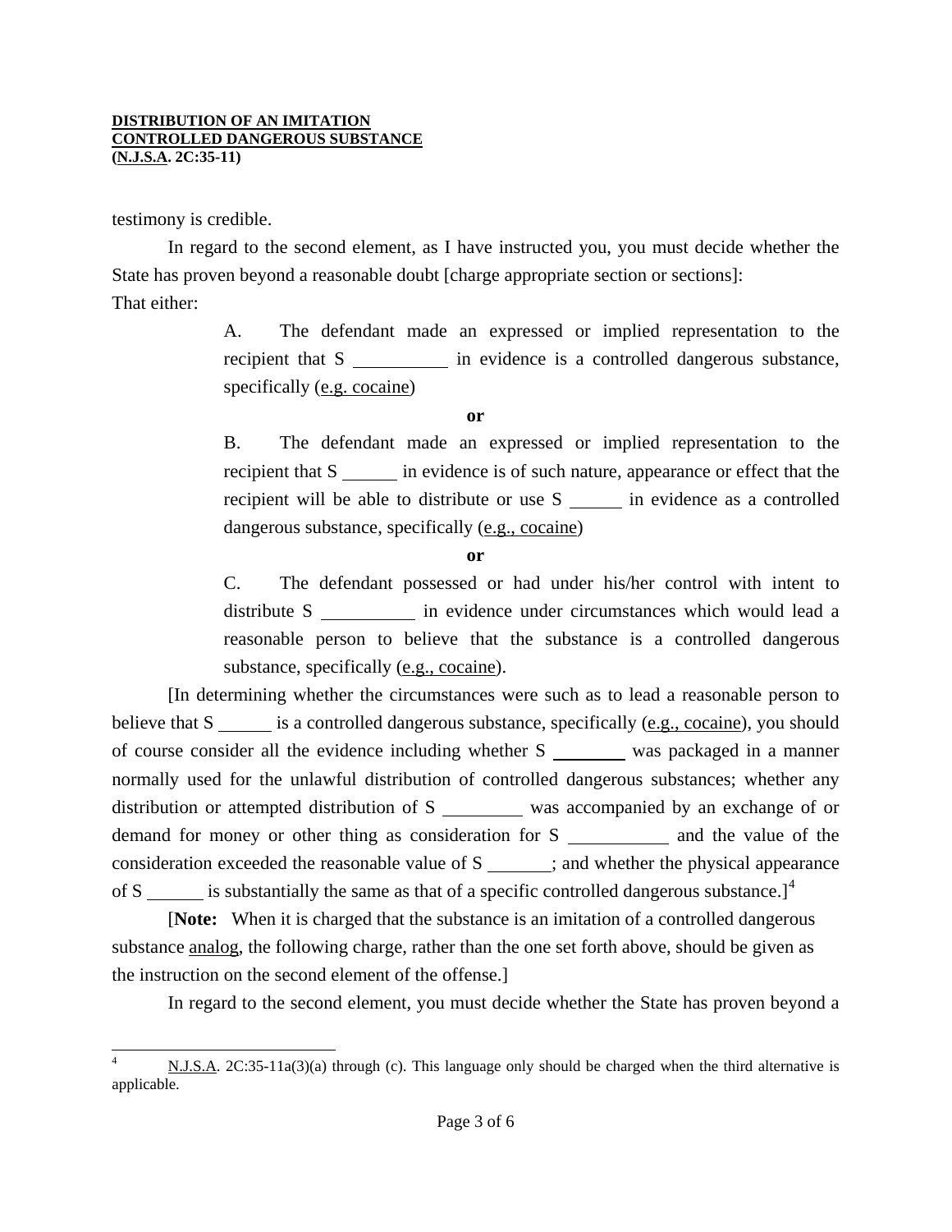testimony is credible.

In regard to the second element, as I have instructed you, you must decide whether the State has proven beyond a reasonable doubt [charge appropriate section or sections]:

That either:

> A. The defendant made an expressed or implied representation to the recipient that S \_\_\_\_\_\_\_\_\_\_ in evidence is a controlled dangerous substance, specifically (e.g. cocaine)
>
> **or**
>
> B. The defendant made an expressed or implied representation to the recipient that S \_\_\_\_\_\_ in evidence is of such nature, appearance or effect that the recipient will be able to distribute or use S \_\_\_\_\_\_ in evidence as a controlled dangerous substance, specifically (e.g., cocaine)
>
> **or**
>
> C. The defendant possessed or had under his/her control with intent to distribute S \_\_\_\_\_\_\_\_\_\_ in evidence under circumstances which would lead a reasonable person to believe that the substance is a controlled dangerous substance, specifically (e.g., cocaine).

[In determining whether the circumstances were such as to lead a reasonable person to believe that S \_\_\_\_\_\_ is a controlled dangerous substance, specifically (e.g., cocaine), you should of course consider all the evidence including whether S \_\_\_\_\_\_\_\_ was packaged in a manner normally used for the unlawful distribution of controlled dangerous substances; whether any distribution or attempted distribution of S \_\_\_\_\_\_\_\_\_ was accompanied by an exchange of or demand for money or other thing as consideration for S \_\_\_\_\_\_\_\_\_\_\_ and the value of the consideration exceeded the reasonable value of S \_\_\_\_\_\_\_; and whether the physical appearance of S \_\_\_\_\_\_ is substantially the same as that of a specific controlled dangerous substance.][4]

[**Note:** When it is charged that the substance is an imitation of a controlled dangerous substance analog, the following charge, rather than the one set forth above, should be given as the instruction on the second element of the offense.]

In regard to the second element, you must decide whether the State has proven beyond a

---

[4] N.J.S.A. 2C:35-11a(3)(a) through (c). This language only should be charged when the third alternative is applicable.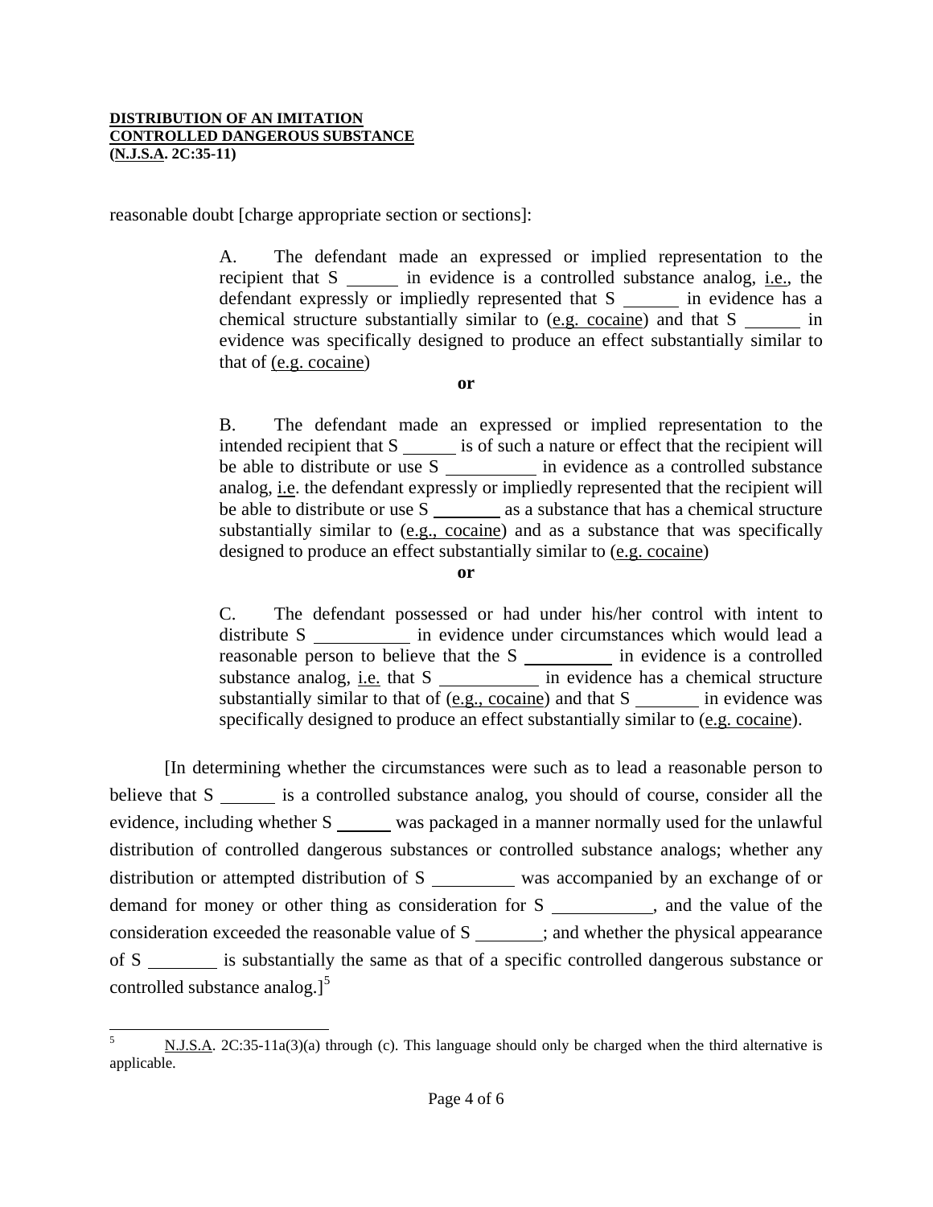reasonable doubt [charge appropriate section or sections]:

> A. The defendant made an expressed or implied representation to the recipient that S ______ in evidence is a controlled substance analog, i.e., the defendant expressly or impliedly represented that S ______ in evidence has a chemical structure substantially similar to (e.g. cocaine) and that S ______ in evidence was specifically designed to produce an effect substantially similar to that of (e.g. cocaine)
>
> **or**
>
> B. The defendant made an expressed or implied representation to the intended recipient that S ______ is of such a nature or effect that the recipient will be able to distribute or use S __________ in evidence as a controlled substance analog, i.e. the defendant expressly or impliedly represented that the recipient will be able to distribute or use S ________ as a substance that has a chemical structure substantially similar to (e.g., cocaine) and as a substance that was specifically designed to produce an effect substantially similar to (e.g. cocaine)
>
> **or**
>
> C. The defendant possessed or had under his/her control with intent to distribute S __________ in evidence under circumstances which would lead a reasonable person to believe that the S __________ in evidence is a controlled substance analog, i.e. that S ___________ in evidence has a chemical structure substantially similar to that of (e.g., cocaine) and that S _______ in evidence was specifically designed to produce an effect substantially similar to (e.g. cocaine).

[In determining whether the circumstances were such as to lead a reasonable person to believe that S ______ is a controlled substance analog, you should of course, consider all the evidence, including whether S ______ was packaged in a manner normally used for the unlawful distribution of controlled dangerous substances or controlled substance analogs; whether any distribution or attempted distribution of S _________ was accompanied by an exchange of or demand for money or other thing as consideration for S ___________, and the value of the consideration exceeded the reasonable value of S ________; and whether the physical appearance of S ________ is substantially the same as that of a specific controlled dangerous substance or controlled substance analog.][5]

---

[5] N.J.S.A. 2C:35-11a(3)(a) through (c). This language should only be charged when the third alternative is applicable.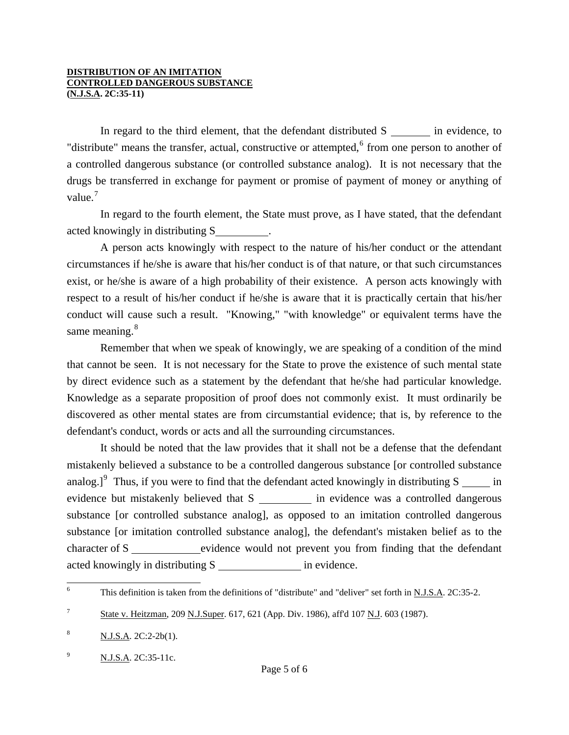**DISTRIBUTION OF AN IMITATION CONTROLLED DANGEROUS SUBSTANCE (N.J.S.A. 2C:35-11)**

In regard to the third element, that the defendant distributed S _______ in evidence, to "distribute" means the transfer, actual, constructive or attempted,[6] from one person to another of a controlled dangerous substance (or controlled substance analog). It is not necessary that the drugs be transferred in exchange for payment or promise of payment of money or anything of value.[7]

In regard to the fourth element, the State must prove, as I have stated, that the defendant acted knowingly in distributing S_________.

A person acts knowingly with respect to the nature of his/her conduct or the attendant circumstances if he/she is aware that his/her conduct is of that nature, or that such circumstances exist, or he/she is aware of a high probability of their existence. A person acts knowingly with respect to a result of his/her conduct if he/she is aware that it is practically certain that his/her conduct will cause such a result. "Knowing," "with knowledge" or equivalent terms have the same meaning.[8]

Remember that when we speak of knowingly, we are speaking of a condition of the mind that cannot be seen. It is not necessary for the State to prove the existence of such mental state by direct evidence such as a statement by the defendant that he/she had particular knowledge. Knowledge as a separate proposition of proof does not commonly exist. It must ordinarily be discovered as other mental states are from circumstantial evidence; that is, by reference to the defendant's conduct, words or acts and all the surrounding circumstances.

It should be noted that the law provides that it shall not be a defense that the defendant mistakenly believed a substance to be a controlled dangerous substance [or controlled substance analog.][9] Thus, if you were to find that the defendant acted knowingly in distributing S _____ in evidence but mistakenly believed that S _________ in evidence was a controlled dangerous substance [or controlled substance analog], as opposed to an imitation controlled dangerous substance [or imitation controlled substance analog], the defendant's mistaken belief as to the character of S ____________evidence would not prevent you from finding that the defendant acted knowingly in distributing S _______________ in evidence.

---

[6] This definition is taken from the definitions of "distribute" and "deliver" set forth in N.J.S.A. 2C:35-2.

[7] State v. Heitzman, 209 N.J.Super. 617, 621 (App. Div. 1986), aff'd 107 N.J. 603 (1987).

[8] N.J.S.A. 2C:2-2b(1).

[9] N.J.S.A. 2C:35-11c.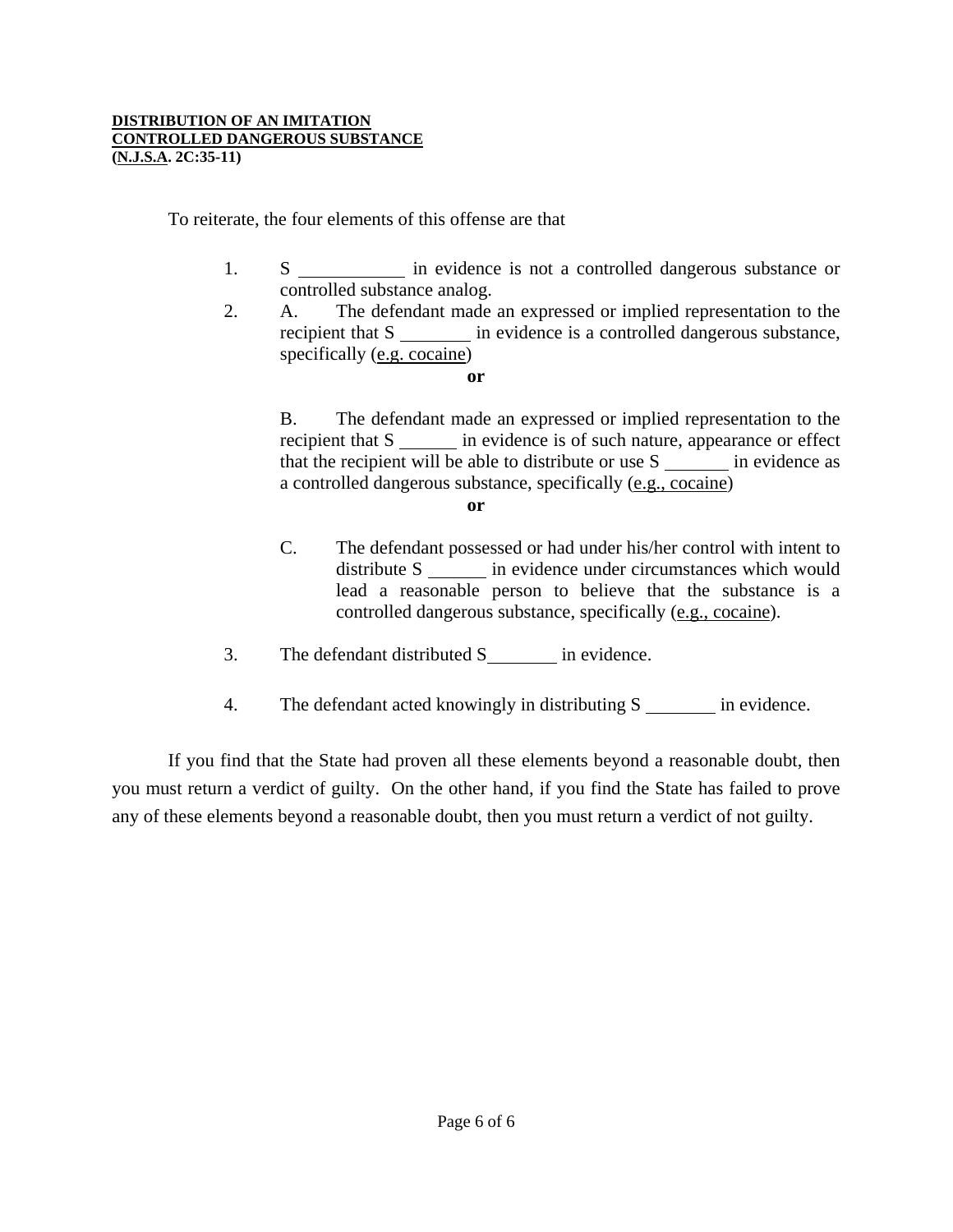**DISTRIBUTION OF AN IMITATION**
**CONTROLLED DANGEROUS SUBSTANCE**
**(N.J.S.A. 2C:35-11)**

To reiterate, the four elements of this offense are that

1. S ___________ in evidence is not a controlled dangerous substance or controlled substance analog.
2. A. The defendant made an expressed or implied representation to the recipient that S ________ in evidence is a controlled dangerous substance, specifically (e.g. cocaine)

   **or**

   B. The defendant made an expressed or implied representation to the recipient that S ______ in evidence is of such nature, appearance or effect that the recipient will be able to distribute or use S _______ in evidence as a controlled dangerous substance, specifically (e.g., cocaine)

   **or**

   C. The defendant possessed or had under his/her control with intent to distribute S ______ in evidence under circumstances which would lead a reasonable person to believe that the substance is a controlled dangerous substance, specifically (e.g., cocaine).

3. The defendant distributed S________ in evidence.
4. The defendant acted knowingly in distributing S ________ in evidence.

If you find that the State had proven all these elements beyond a reasonable doubt, then you must return a verdict of guilty. On the other hand, if you find the State has failed to prove any of these elements beyond a reasonable doubt, then you must return a verdict of not guilty.